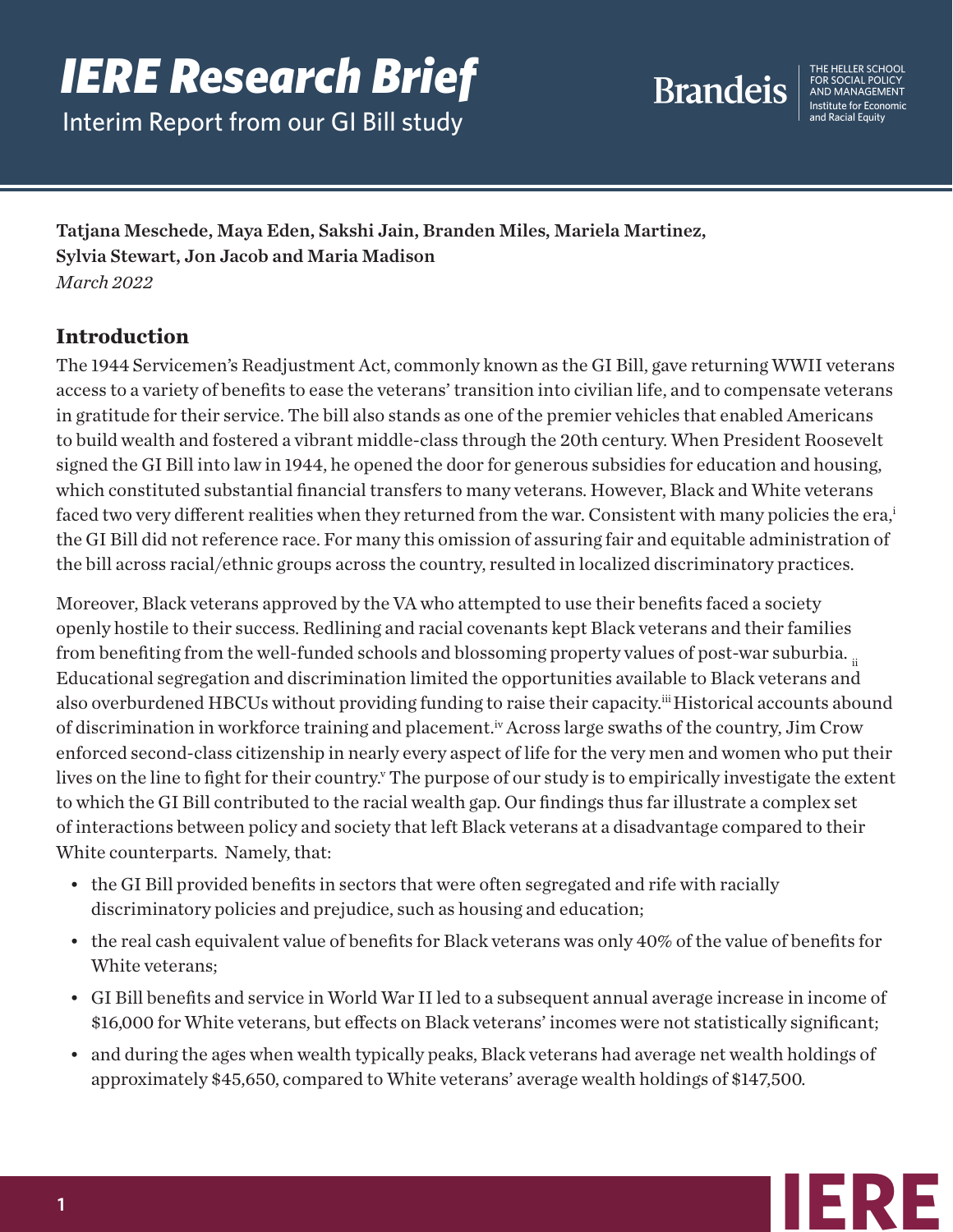# IERE Research Brief

Interim Report from our GI Bill study

Brandeis — The Heller School for Social Policy and Management, Institute for Economic and Racial Equity

**Tatjana Meschede, Maya Eden, Sakshi Jain, Branden Miles, Mariela Martinez, Sylvia Stewart, Jon Jacob and Maria Madison**

*March 2022*

## Introduction

The 1944 Servicemen's Readjustment Act, commonly known as the GI Bill, gave returning WWII veterans access to a variety of benefits to ease the veterans' transition into civilian life, and to compensate veterans in gratitude for their service. The bill also stands as one of the premier vehicles that enabled Americans to build wealth and fostered a vibrant middle-class through the 20th century. When President Roosevelt signed the GI Bill into law in 1944, he opened the door for generous subsidies for education and housing, which constituted substantial financial transfers to many veterans. However, Black and White veterans faced two very different realities when they returned from the war. Consistent with many policies the era,[i] the GI Bill did not reference race. For many this omission of assuring fair and equitable administration of the bill across racial/ethnic groups across the country, resulted in localized discriminatory practices.

Moreover, Black veterans approved by the VA who attempted to use their benefits faced a society openly hostile to their success. Redlining and racial covenants kept Black veterans and their families from benefiting from the well-funded schools and blossoming property values of post-war suburbia.[ii] Educational segregation and discrimination limited the opportunities available to Black veterans and also overburdened HBCUs without providing funding to raise their capacity.[iii] Historical accounts abound of discrimination in workforce training and placement.[iv] Across large swaths of the country, Jim Crow enforced second-class citizenship in nearly every aspect of life for the very men and women who put their lives on the line to fight for their country.[v] The purpose of our study is to empirically investigate the extent to which the GI Bill contributed to the racial wealth gap. Our findings thus far illustrate a complex set of interactions between policy and society that left Black veterans at a disadvantage compared to their White counterparts. Namely, that:

- the GI Bill provided benefits in sectors that were often segregated and rife with racially discriminatory policies and prejudice, such as housing and education;
- the real cash equivalent value of benefits for Black veterans was only 40% of the value of benefits for White veterans;
- GI Bill benefits and service in World War II led to a subsequent annual average increase in income of $16,000 for White veterans, but effects on Black veterans' incomes were not statistically significant;
- and during the ages when wealth typically peaks, Black veterans had average net wealth holdings of approximately $45,650, compared to White veterans' average wealth holdings of $147,500.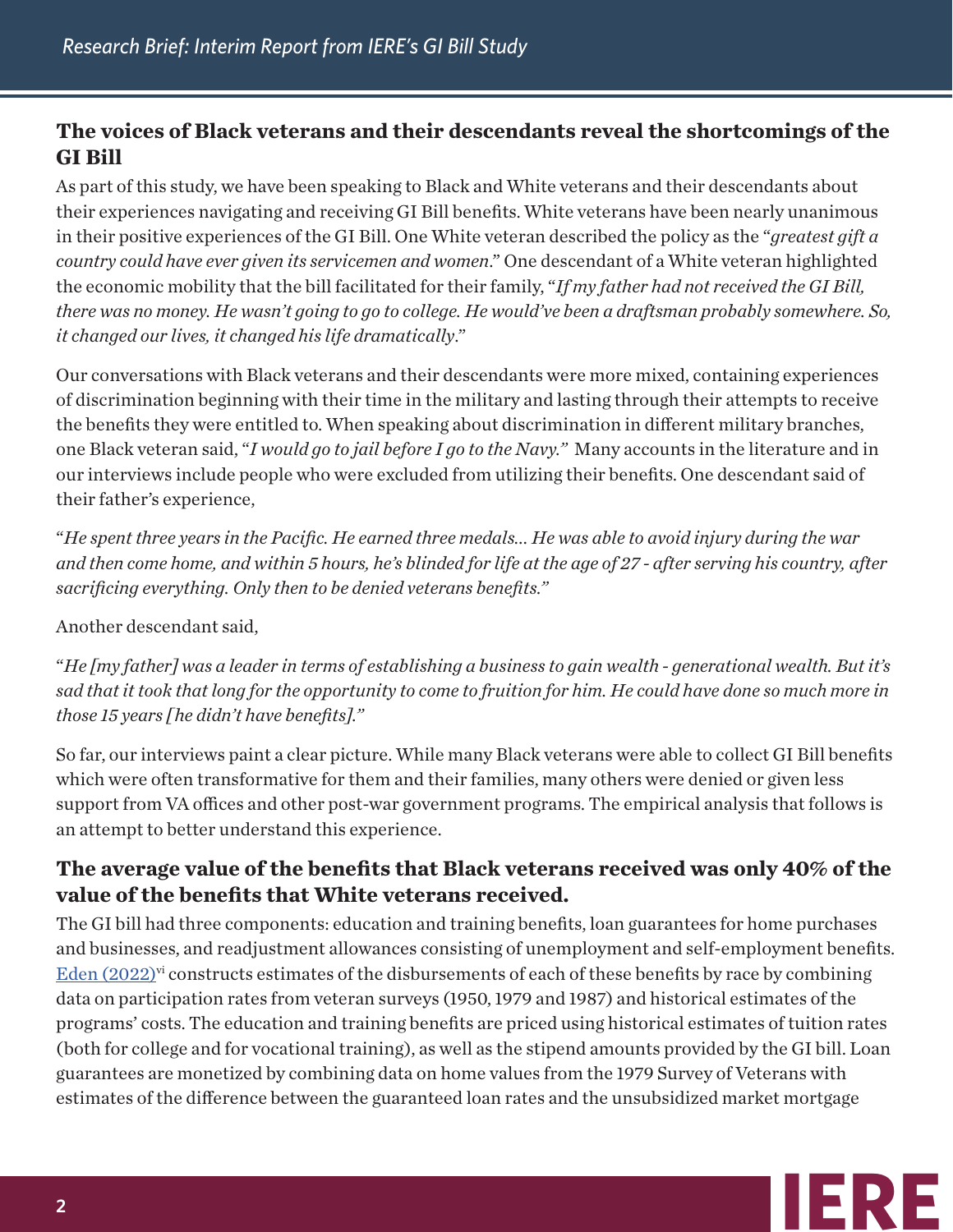## The voices of Black veterans and their descendants reveal the shortcomings of the GI Bill

As part of this study, we have been speaking to Black and White veterans and their descendants about their experiences navigating and receiving GI Bill benefits. White veterans have been nearly unanimous in their positive experiences of the GI Bill. One White veteran described the policy as the "*greatest gift a country could have ever given its servicemen and women*." One descendant of a White veteran highlighted the economic mobility that the bill facilitated for their family, "*If my father had not received the GI Bill, there was no money. He wasn't going to go to college. He would've been a draftsman probably somewhere. So, it changed our lives, it changed his life dramatically*."

Our conversations with Black veterans and their descendants were more mixed, containing experiences of discrimination beginning with their time in the military and lasting through their attempts to receive the benefits they were entitled to. When speaking about discrimination in different military branches, one Black veteran said, "*I would go to jail before I go to the Navy.*" Many accounts in the literature and in our interviews include people who were excluded from utilizing their benefits. One descendant said of their father's experience,

"*He spent three years in the Pacific. He earned three medals… He was able to avoid injury during the war and then come home, and within 5 hours, he's blinded for life at the age of 27 - after serving his country, after sacrificing everything. Only then to be denied veterans benefits.*"

Another descendant said,

"*He [my father] was a leader in terms of establishing a business to gain wealth - generational wealth. But it's sad that it took that long for the opportunity to come to fruition for him. He could have done so much more in those 15 years [he didn't have benefits].*"

So far, our interviews paint a clear picture. While many Black veterans were able to collect GI Bill benefits which were often transformative for them and their families, many others were denied or given less support from VA offices and other post-war government programs. The empirical analysis that follows is an attempt to better understand this experience.

## The average value of the benefits that Black veterans received was only 40% of the value of the benefits that White veterans received.

The GI bill had three components: education and training benefits, loan guarantees for home purchases and businesses, and readjustment allowances consisting of unemployment and self-employment benefits. Eden (2022)[vi] constructs estimates of the disbursements of each of these benefits by race by combining data on participation rates from veteran surveys (1950, 1979 and 1987) and historical estimates of the programs' costs. The education and training benefits are priced using historical estimates of tuition rates (both for college and for vocational training), as well as the stipend amounts provided by the GI bill. Loan guarantees are monetized by combining data on home values from the 1979 Survey of Veterans with estimates of the difference between the guaranteed loan rates and the unsubsidized market mortgage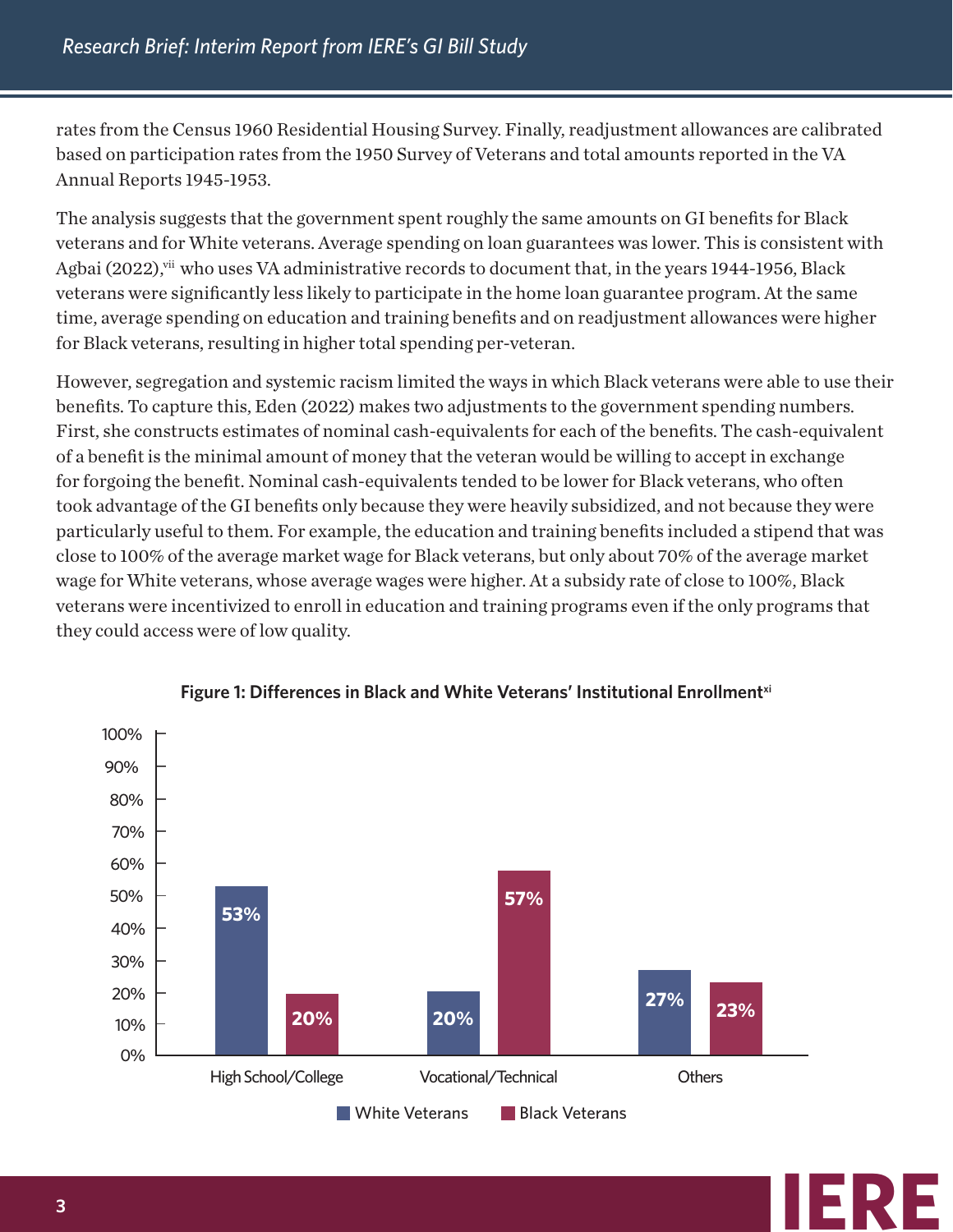rates from the Census 1960 Residential Housing Survey. Finally, readjustment allowances are calibrated based on participation rates from the 1950 Survey of Veterans and total amounts reported in the VA Annual Reports 1945-1953.

The analysis suggests that the government spent roughly the same amounts on GI benefits for Black veterans and for White veterans. Average spending on loan guarantees was lower. This is consistent with Agbai (2022),[vii] who uses VA administrative records to document that, in the years 1944-1956, Black veterans were significantly less likely to participate in the home loan guarantee program. At the same time, average spending on education and training benefits and on readjustment allowances were higher for Black veterans, resulting in higher total spending per-veteran.

However, segregation and systemic racism limited the ways in which Black veterans were able to use their benefits. To capture this, Eden (2022) makes two adjustments to the government spending numbers. First, she constructs estimates of nominal cash-equivalents for each of the benefits. The cash-equivalent of a benefit is the minimal amount of money that the veteran would be willing to accept in exchange for forgoing the benefit. Nominal cash-equivalents tended to be lower for Black veterans, who often took advantage of the GI benefits only because they were heavily subsidized, and not because they were particularly useful to them. For example, the education and training benefits included a stipend that was close to 100% of the average market wage for Black veterans, but only about 70% of the average market wage for White veterans, whose average wages were higher. At a subsidy rate of close to 100%, Black veterans were incentivized to enroll in education and training programs even if the only programs that they could access were of low quality.

**Figure 1: Differences in Black and White Veterans' Institutional Enrollment**[xi]

| | White Veterans | Black Veterans |
|---|---|---|
| High School/College | 53% | 20% |
| Vocational/Technical | 20% | 57% |
| Others | 27% | 23% |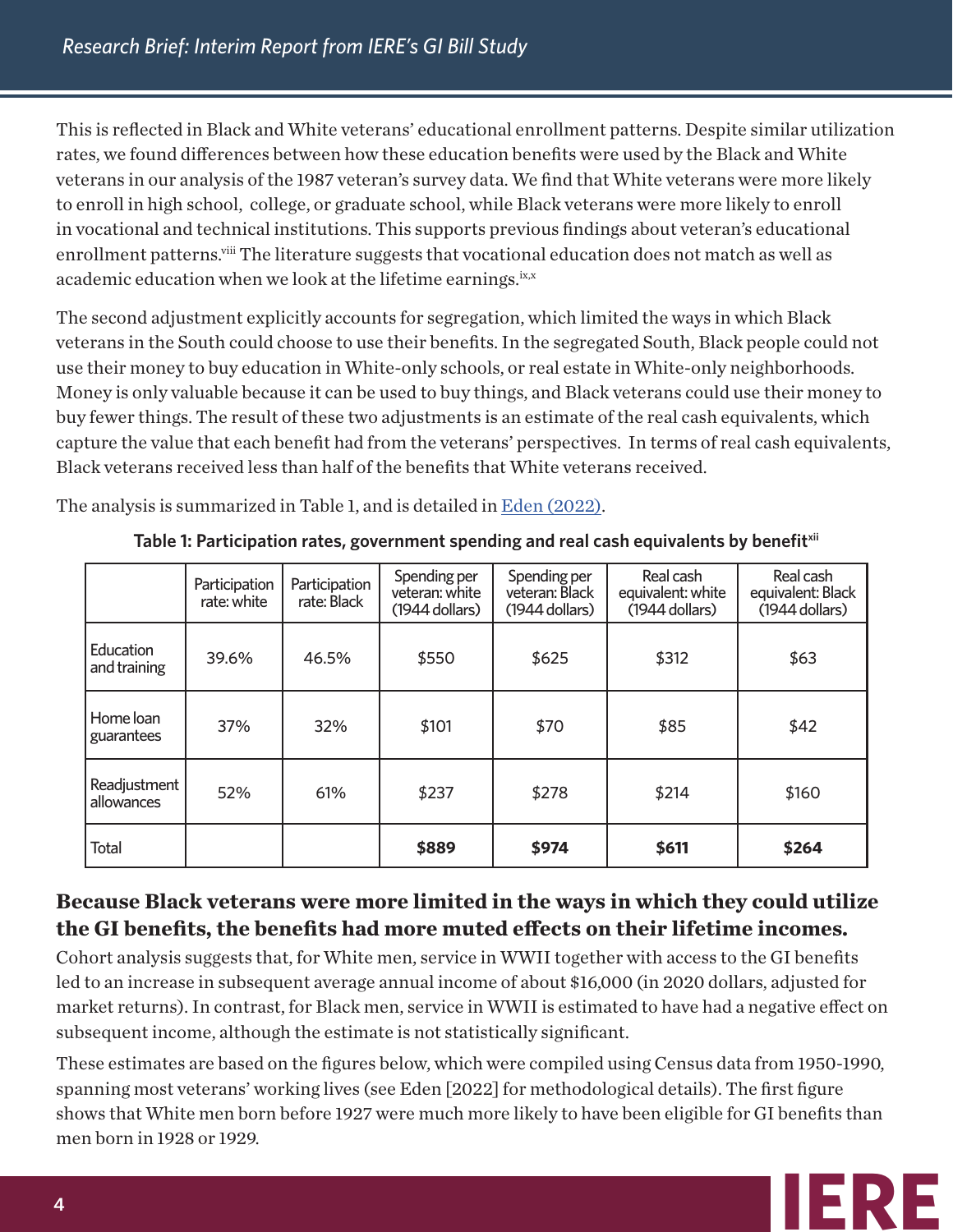This is reflected in Black and White veterans' educational enrollment patterns. Despite similar utilization rates, we found differences between how these education benefits were used by the Black and White veterans in our analysis of the 1987 veteran's survey data. We find that White veterans were more likely to enroll in high school, college, or graduate school, while Black veterans were more likely to enroll in vocational and technical institutions. This supports previous findings about veteran's educational enrollment patterns.[viii] The literature suggests that vocational education does not match as well as academic education when we look at the lifetime earnings.[ix,x]

The second adjustment explicitly accounts for segregation, which limited the ways in which Black veterans in the South could choose to use their benefits. In the segregated South, Black people could not use their money to buy education in White-only schools, or real estate in White-only neighborhoods. Money is only valuable because it can be used to buy things, and Black veterans could use their money to buy fewer things. The result of these two adjustments is an estimate of the real cash equivalents, which capture the value that each benefit had from the veterans' perspectives. In terms of real cash equivalents, Black veterans received less than half of the benefits that White veterans received.

The analysis is summarized in Table 1, and is detailed in [Eden (2022)].

**Table 1: Participation rates, government spending and real cash equivalents by benefit**[xii]

| | Participation rate: white | Participation rate: Black | Spending per veteran: white (1944 dollars) | Spending per veteran: Black (1944 dollars) | Real cash equivalent: white (1944 dollars) | Real cash equivalent: Black (1944 dollars) |
|---|---|---|---|---|---|---|
| Education and training | 39.6% | 46.5% | $550 | $625 | $312 | $63 |
| Home loan guarantees | 37% | 32% | $101 | $70 | $85 | $42 |
| Readjustment allowances | 52% | 61% | $237 | $278 | $214 | $160 |
| Total | | | **$889** | **$974** | **$611** | **$264** |

## Because Black veterans were more limited in the ways in which they could utilize the GI benefits, the benefits had more muted effects on their lifetime incomes.

Cohort analysis suggests that, for White men, service in WWII together with access to the GI benefits led to an increase in subsequent average annual income of about $16,000 (in 2020 dollars, adjusted for market returns). In contrast, for Black men, service in WWII is estimated to have had a negative effect on subsequent income, although the estimate is not statistically significant.

These estimates are based on the figures below, which were compiled using Census data from 1950-1990, spanning most veterans' working lives (see Eden [2022] for methodological details). The first figure shows that White men born before 1927 were much more likely to have been eligible for GI benefits than men born in 1928 or 1929.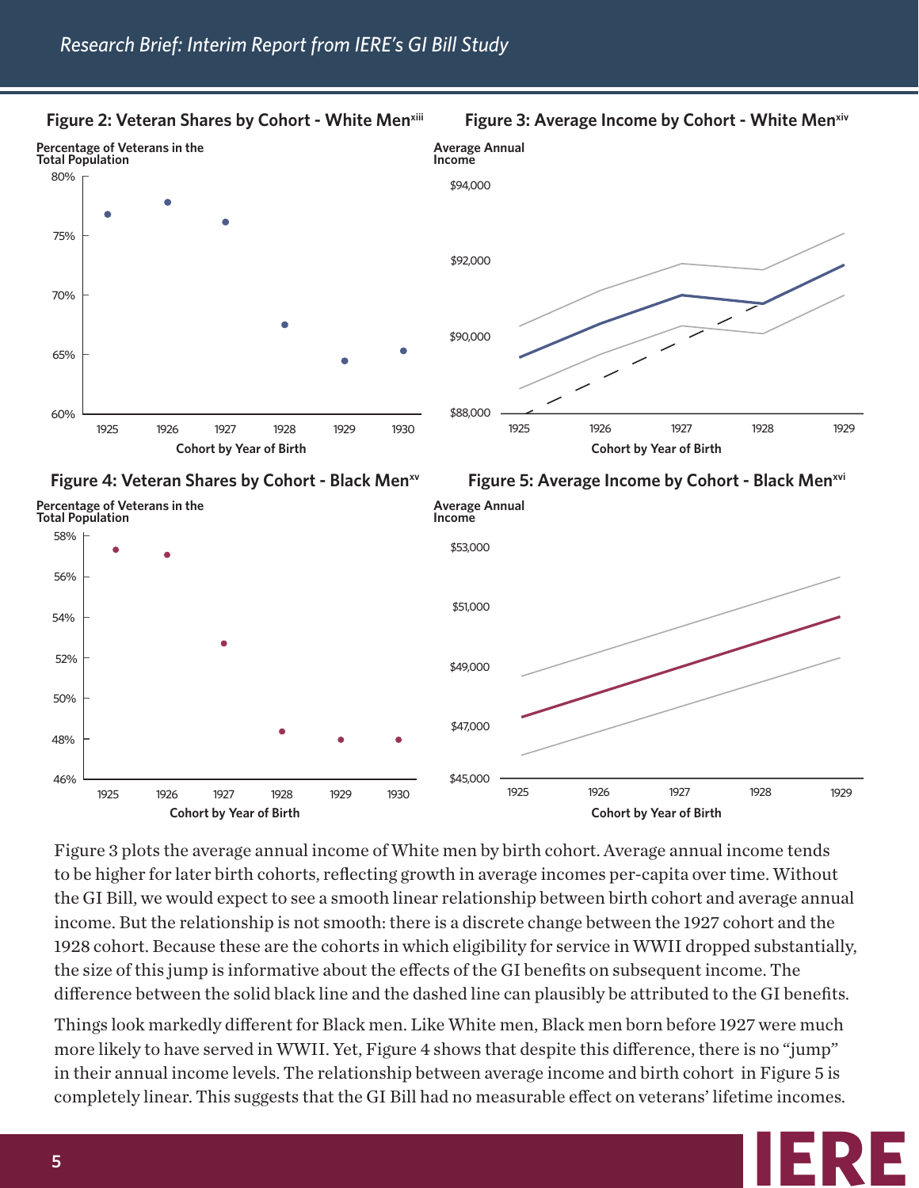**Figure 2: Veteran Shares by Cohort - White Men**[xiii]

Percentage of Veterans in the Total Population

80%
75%
70%
65%
60%

1925 1926 1927 1928 1929 1930

Cohort by Year of Birth

**Figure 3: Average Income by Cohort - White Men**[xiv]

Average Annual Income

$94,000
$92,000
$90,000
$88,000

1925 1926 1927 1928 1929

Cohort by Year of Birth

**Figure 4: Veteran Shares by Cohort - Black Men**[xv]

Percentage of Veterans in the Total Population

58%
56%
54%
52%
50%
48%
46%

1925 1926 1927 1928 1929 1930

Cohort by Year of Birth

**Figure 5: Average Income by Cohort - Black Men**[xvi]

Average Annual Income

$53,000
$51,000
$49,000
$47,000
$45,000

1925 1926 1927 1928 1929

Cohort by Year of Birth

Figure 3 plots the average annual income of White men by birth cohort. Average annual income tends to be higher for later birth cohorts, reflecting growth in average incomes per-capita over time. Without the GI Bill, we would expect to see a smooth linear relationship between birth cohort and average annual income. But the relationship is not smooth: there is a discrete change between the 1927 cohort and the 1928 cohort. Because these are the cohorts in which eligibility for service in WWII dropped substantially, the size of this jump is informative about the effects of the GI benefits on subsequent income. The difference between the solid black line and the dashed line can plausibly be attributed to the GI benefits.

Things look markedly different for Black men. Like White men, Black men born before 1927 were much more likely to have served in WWII. Yet, Figure 4 shows that despite this difference, there is no "jump" in their annual income levels. The relationship between average income and birth cohort in Figure 5 is completely linear. This suggests that the GI Bill had no measurable effect on veterans' lifetime incomes.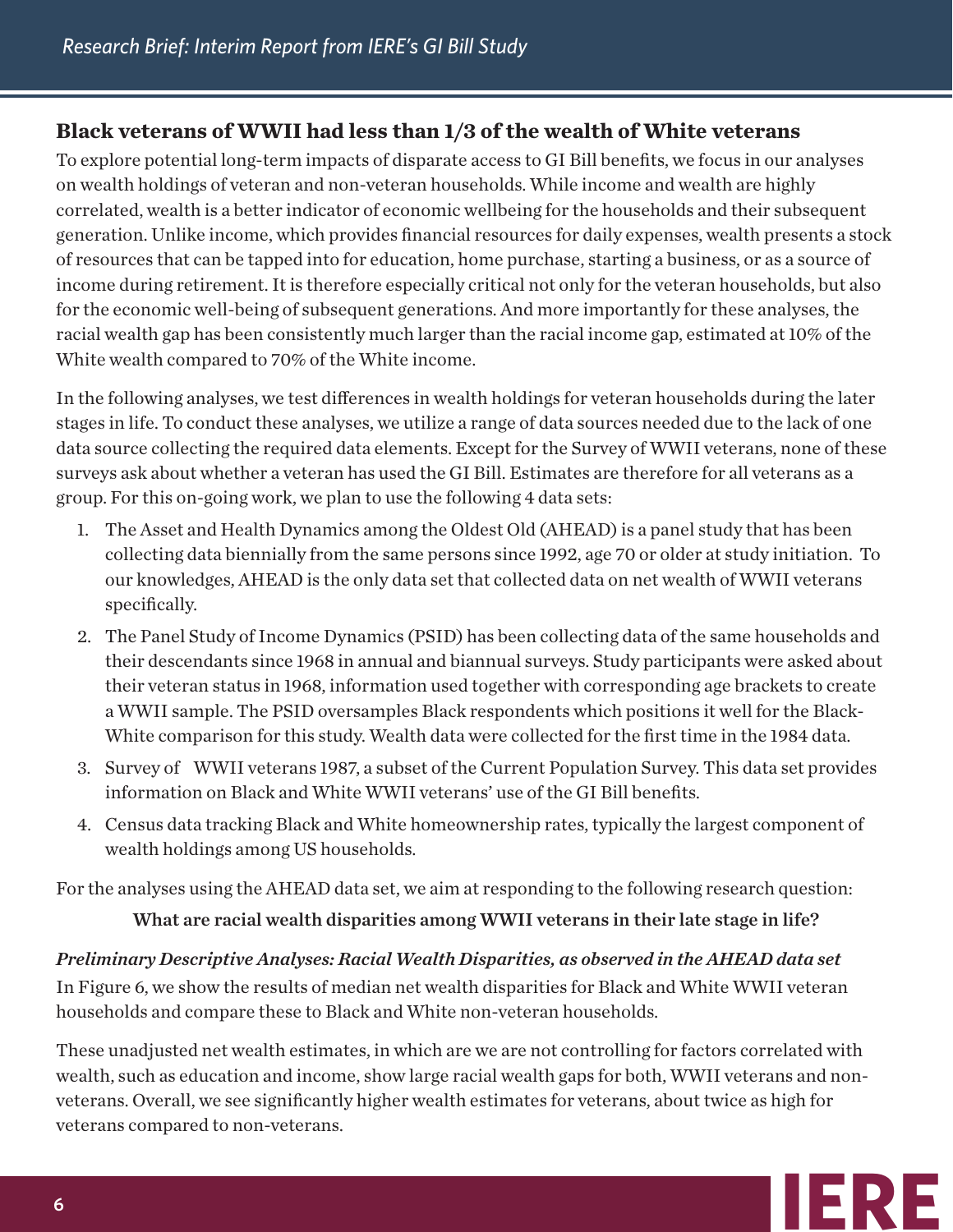## Black veterans of WWII had less than 1/3 of the wealth of White veterans

To explore potential long-term impacts of disparate access to GI Bill benefits, we focus in our analyses on wealth holdings of veteran and non-veteran households. While income and wealth are highly correlated, wealth is a better indicator of economic wellbeing for the households and their subsequent generation. Unlike income, which provides financial resources for daily expenses, wealth presents a stock of resources that can be tapped into for education, home purchase, starting a business, or as a source of income during retirement. It is therefore especially critical not only for the veteran households, but also for the economic well-being of subsequent generations. And more importantly for these analyses, the racial wealth gap has been consistently much larger than the racial income gap, estimated at 10% of the White wealth compared to 70% of the White income.

In the following analyses, we test differences in wealth holdings for veteran households during the later stages in life. To conduct these analyses, we utilize a range of data sources needed due to the lack of one data source collecting the required data elements. Except for the Survey of WWII veterans, none of these surveys ask about whether a veteran has used the GI Bill. Estimates are therefore for all veterans as a group. For this on-going work, we plan to use the following 4 data sets:

1. The Asset and Health Dynamics among the Oldest Old (AHEAD) is a panel study that has been collecting data biennially from the same persons since 1992, age 70 or older at study initiation. To our knowledges, AHEAD is the only data set that collected data on net wealth of WWII veterans specifically.
2. The Panel Study of Income Dynamics (PSID) has been collecting data of the same households and their descendants since 1968 in annual and biannual surveys. Study participants were asked about their veteran status in 1968, information used together with corresponding age brackets to create a WWII sample. The PSID oversamples Black respondents which positions it well for the Black-White comparison for this study. Wealth data were collected for the first time in the 1984 data.
3. Survey of WWII veterans 1987, a subset of the Current Population Survey. This data set provides information on Black and White WWII veterans' use of the GI Bill benefits.
4. Census data tracking Black and White homeownership rates, typically the largest component of wealth holdings among US households.

For the analyses using the AHEAD data set, we aim at responding to the following research question:

**What are racial wealth disparities among WWII veterans in their late stage in life?**

***Preliminary Descriptive Analyses: Racial Wealth Disparities, as observed in the AHEAD data set***

In Figure 6, we show the results of median net wealth disparities for Black and White WWII veteran households and compare these to Black and White non-veteran households.

These unadjusted net wealth estimates, in which are we are not controlling for factors correlated with wealth, such as education and income, show large racial wealth gaps for both, WWII veterans and non-veterans. Overall, we see significantly higher wealth estimates for veterans, about twice as high for veterans compared to non-veterans.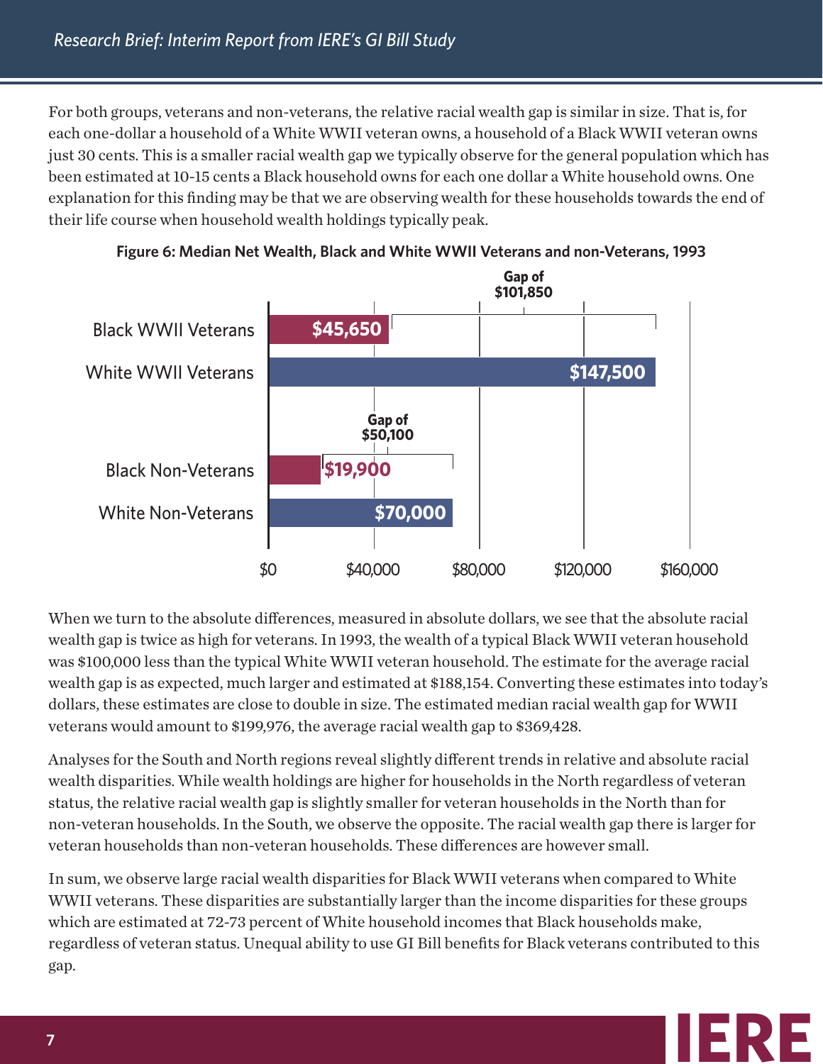For both groups, veterans and non-veterans, the relative racial wealth gap is similar in size. That is, for each one-dollar a household of a White WWII veteran owns, a household of a Black WWII veteran owns just 30 cents. This is a smaller racial wealth gap we typically observe for the general population which has been estimated at 10-15 cents a Black household owns for each one dollar a White household owns. One explanation for this finding may be that we are observing wealth for these households towards the end of their life course when household wealth holdings typically peak.

**Figure 6: Median Net Wealth, Black and White WWII Veterans and non-Veterans, 1993**

| Group | Median Net Wealth |
|---|---|
| Black WWII Veterans | $45,650 |
| White WWII Veterans | $147,500 |
| Black Non-Veterans | $19,900 |
| White Non-Veterans | $70,000 |

Gap of $101,850 (WWII Veterans); Gap of $50,100 (Non-Veterans)

When we turn to the absolute differences, measured in absolute dollars, we see that the absolute racial wealth gap is twice as high for veterans. In 1993, the wealth of a typical Black WWII veteran household was $100,000 less than the typical White WWII veteran household. The estimate for the average racial wealth gap is as expected, much larger and estimated at $188,154. Converting these estimates into today's dollars, these estimates are close to double in size. The estimated median racial wealth gap for WWII veterans would amount to $199,976, the average racial wealth gap to $369,428.

Analyses for the South and North regions reveal slightly different trends in relative and absolute racial wealth disparities. While wealth holdings are higher for households in the North regardless of veteran status, the relative racial wealth gap is slightly smaller for veteran households in the North than for non-veteran households. In the South, we observe the opposite. The racial wealth gap there is larger for veteran households than non-veteran households. These differences are however small.

In sum, we observe large racial wealth disparities for Black WWII veterans when compared to White WWII veterans. These disparities are substantially larger than the income disparities for these groups which are estimated at 72-73 percent of White household incomes that Black households make, regardless of veteran status. Unequal ability to use GI Bill benefits for Black veterans contributed to this gap.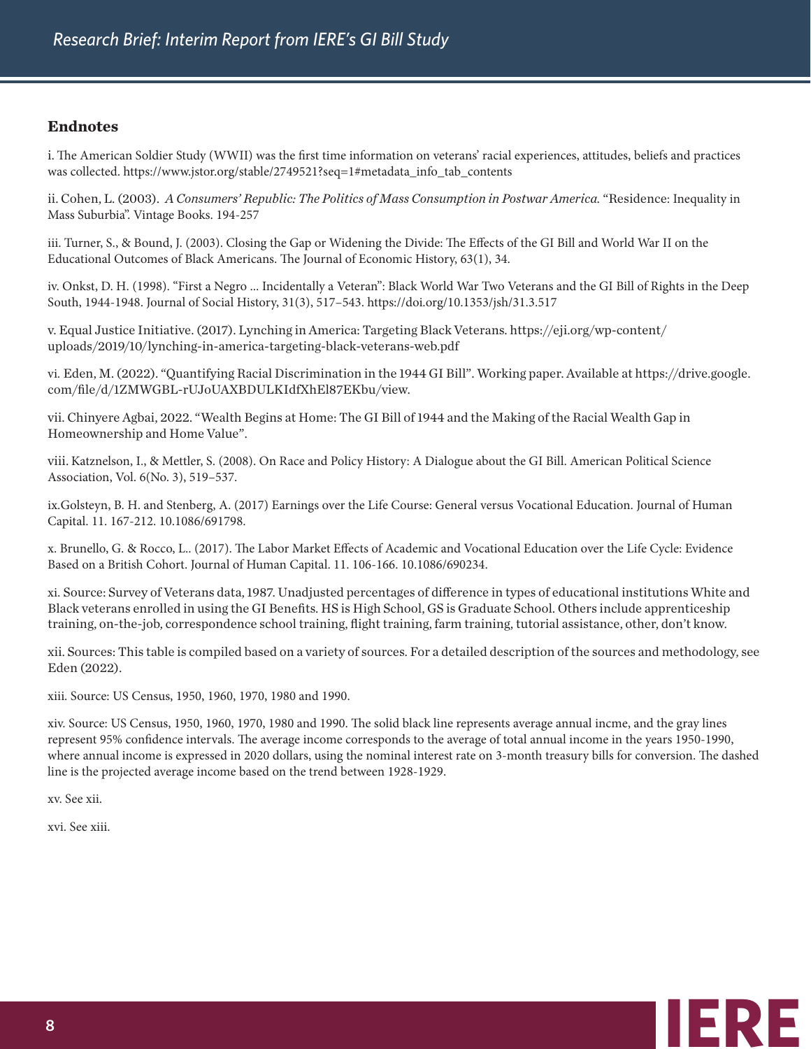## Endnotes

i. The American Soldier Study (WWII) was the first time information on veterans' racial experiences, attitudes, beliefs and practices was collected. https://www.jstor.org/stable/2749521?seq=1#metadata_info_tab_contents

ii. Cohen, L. (2003). *A Consumers' Republic: The Politics of Mass Consumption in Postwar America.* "Residence: Inequality in Mass Suburbia". Vintage Books. 194-257

iii. Turner, S., & Bound, J. (2003). Closing the Gap or Widening the Divide: The Effects of the GI Bill and World War II on the Educational Outcomes of Black Americans. The Journal of Economic History, 63(1), 34.

iv. Onkst, D. H. (1998). "First a Negro ... Incidentally a Veteran": Black World War Two Veterans and the GI Bill of Rights in the Deep South, 1944-1948. Journal of Social History, 31(3), 517–543. https://doi.org/10.1353/jsh/31.3.517

v. Equal Justice Initiative. (2017). Lynching in America: Targeting Black Veterans. https://eji.org/wp-content/uploads/2019/10/lynching-in-america-targeting-black-veterans-web.pdf

vi. Eden, M. (2022). "Quantifying Racial Discrimination in the 1944 GI Bill". Working paper. Available at https://drive.google.com/file/d/1ZMWGBL-rUJoUAXBDULKIdfXhEl87EKbu/view.

vii. Chinyere Agbai, 2022. "Wealth Begins at Home: The GI Bill of 1944 and the Making of the Racial Wealth Gap in Homeownership and Home Value".

viii. Katznelson, I., & Mettler, S. (2008). On Race and Policy History: A Dialogue about the GI Bill. American Political Science Association, Vol. 6(No. 3), 519–537.

ix.Golsteyn, B. H. and Stenberg, A. (2017) Earnings over the Life Course: General versus Vocational Education. Journal of Human Capital. 11. 167-212. 10.1086/691798.

x. Brunello, G. & Rocco, L.. (2017). The Labor Market Effects of Academic and Vocational Education over the Life Cycle: Evidence Based on a British Cohort. Journal of Human Capital. 11. 106-166. 10.1086/690234.

xi. Source: Survey of Veterans data, 1987. Unadjusted percentages of difference in types of educational institutions White and Black veterans enrolled in using the GI Benefits. HS is High School, GS is Graduate School. Others include apprenticeship training, on-the-job, correspondence school training, flight training, farm training, tutorial assistance, other, don't know.

xii. Sources: This table is compiled based on a variety of sources. For a detailed description of the sources and methodology, see Eden (2022).

xiii. Source: US Census, 1950, 1960, 1970, 1980 and 1990.

xiv. Source: US Census, 1950, 1960, 1970, 1980 and 1990. The solid black line represents average annual incme, and the gray lines represent 95% confidence intervals. The average income corresponds to the average of total annual income in the years 1950-1990, where annual income is expressed in 2020 dollars, using the nominal interest rate on 3-month treasury bills for conversion. The dashed line is the projected average income based on the trend between 1928-1929.

xv. See xii.

xvi. See xiii.